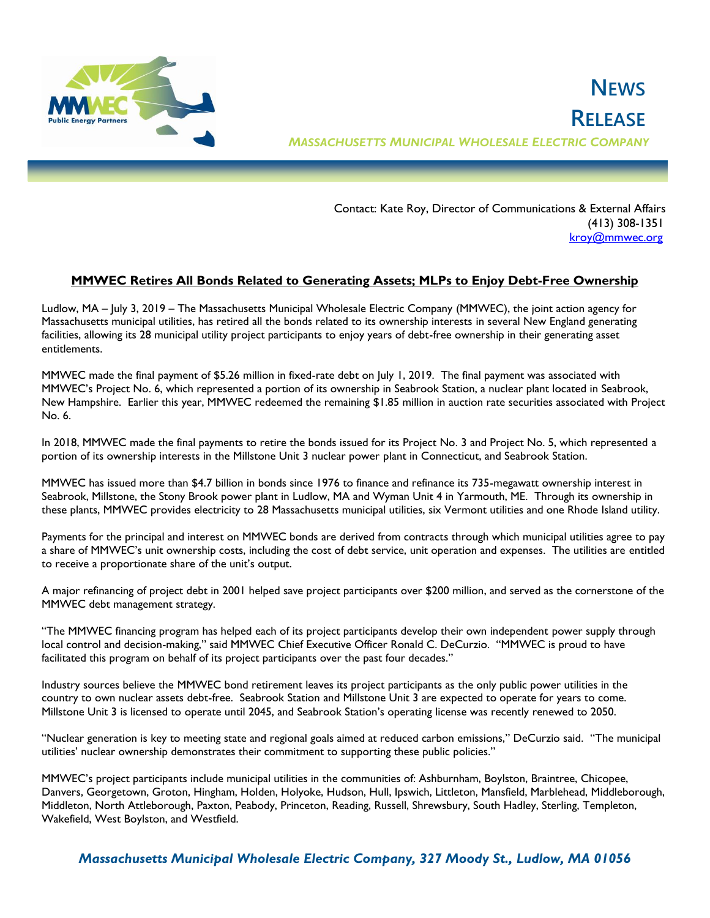# NEWS RELEASE

*MASSACHUSETTS MUNICIPAL WHOLESALE ELECTRIC COMPANY*

Contact: Kate Roy, Director of Communications & External Affairs
(413) 308-1351
kroy@mmwec.org

## MMWEC Retires All Bonds Related to Generating Assets; MLPs to Enjoy Debt-Free Ownership

Ludlow, MA – July 3, 2019 – The Massachusetts Municipal Wholesale Electric Company (MMWEC), the joint action agency for Massachusetts municipal utilities, has retired all the bonds related to its ownership interests in several New England generating facilities, allowing its 28 municipal utility project participants to enjoy years of debt-free ownership in their generating asset entitlements.

MMWEC made the final payment of $5.26 million in fixed-rate debt on July 1, 2019. The final payment was associated with MMWEC's Project No. 6, which represented a portion of its ownership in Seabrook Station, a nuclear plant located in Seabrook, New Hampshire. Earlier this year, MMWEC redeemed the remaining $1.85 million in auction rate securities associated with Project No. 6.

In 2018, MMWEC made the final payments to retire the bonds issued for its Project No. 3 and Project No. 5, which represented a portion of its ownership interests in the Millstone Unit 3 nuclear power plant in Connecticut, and Seabrook Station.

MMWEC has issued more than $4.7 billion in bonds since 1976 to finance and refinance its 735-megawatt ownership interest in Seabrook, Millstone, the Stony Brook power plant in Ludlow, MA and Wyman Unit 4 in Yarmouth, ME. Through its ownership in these plants, MMWEC provides electricity to 28 Massachusetts municipal utilities, six Vermont utilities and one Rhode Island utility.

Payments for the principal and interest on MMWEC bonds are derived from contracts through which municipal utilities agree to pay a share of MMWEC's unit ownership costs, including the cost of debt service, unit operation and expenses. The utilities are entitled to receive a proportionate share of the unit's output.

A major refinancing of project debt in 2001 helped save project participants over $200 million, and served as the cornerstone of the MMWEC debt management strategy.

"The MMWEC financing program has helped each of its project participants develop their own independent power supply through local control and decision-making," said MMWEC Chief Executive Officer Ronald C. DeCurzio. "MMWEC is proud to have facilitated this program on behalf of its project participants over the past four decades."

Industry sources believe the MMWEC bond retirement leaves its project participants as the only public power utilities in the country to own nuclear assets debt-free. Seabrook Station and Millstone Unit 3 are expected to operate for years to come. Millstone Unit 3 is licensed to operate until 2045, and Seabrook Station's operating license was recently renewed to 2050.

"Nuclear generation is key to meeting state and regional goals aimed at reduced carbon emissions," DeCurzio said. "The municipal utilities' nuclear ownership demonstrates their commitment to supporting these public policies."

MMWEC's project participants include municipal utilities in the communities of: Ashburnham, Boylston, Braintree, Chicopee, Danvers, Georgetown, Groton, Hingham, Holden, Holyoke, Hudson, Hull, Ipswich, Littleton, Mansfield, Marblehead, Middleborough, Middleton, North Attleborough, Paxton, Peabody, Princeton, Reading, Russell, Shrewsbury, South Hadley, Sterling, Templeton, Wakefield, West Boylston, and Westfield.

*Massachusetts Municipal Wholesale Electric Company, 327 Moody St., Ludlow, MA 01056*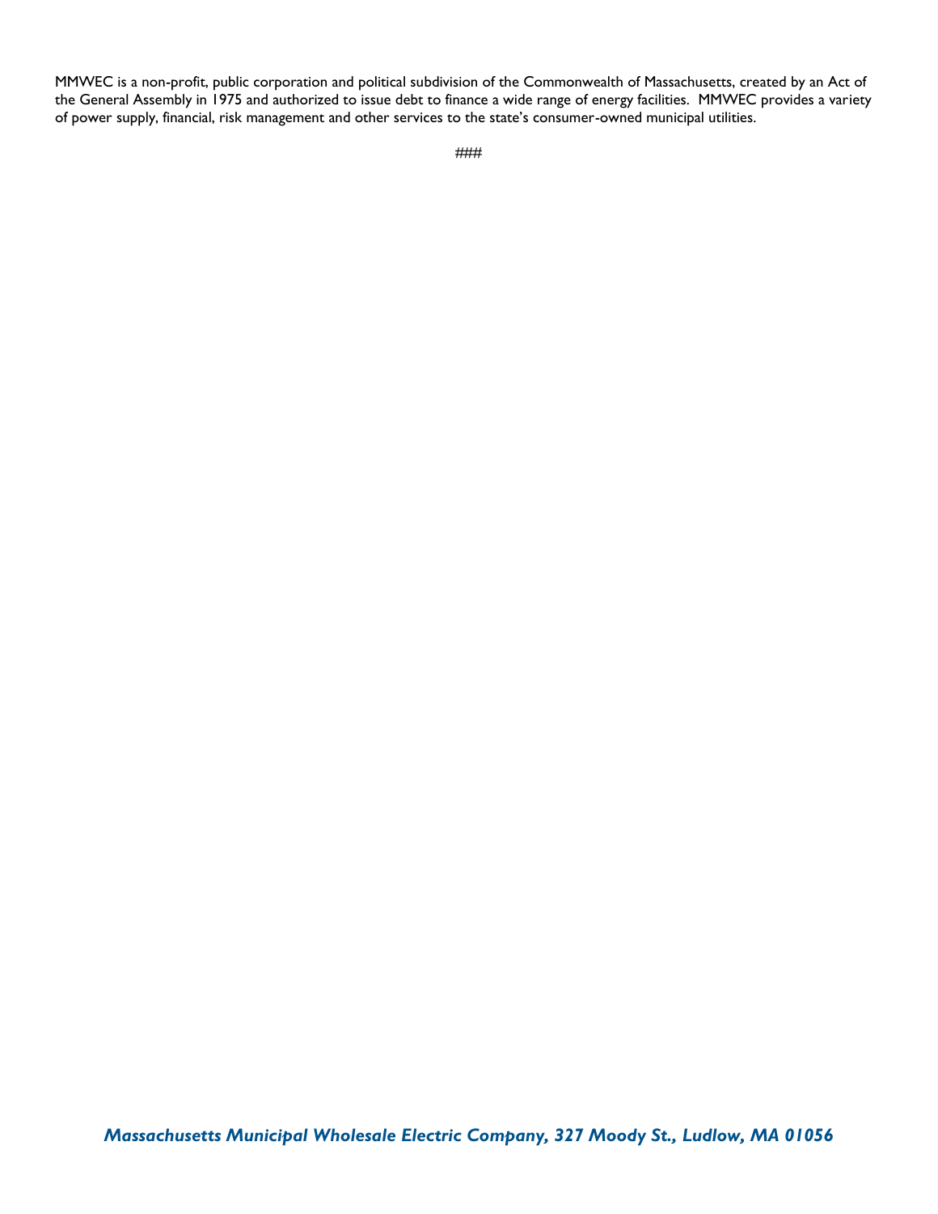MMWEC is a non-profit, public corporation and political subdivision of the Commonwealth of Massachusetts, created by an Act of the General Assembly in 1975 and authorized to issue debt to finance a wide range of energy facilities. MMWEC provides a variety of power supply, financial, risk management and other services to the state's consumer-owned municipal utilities.

###

*Massachusetts Municipal Wholesale Electric Company, 327 Moody St., Ludlow, MA 01056*